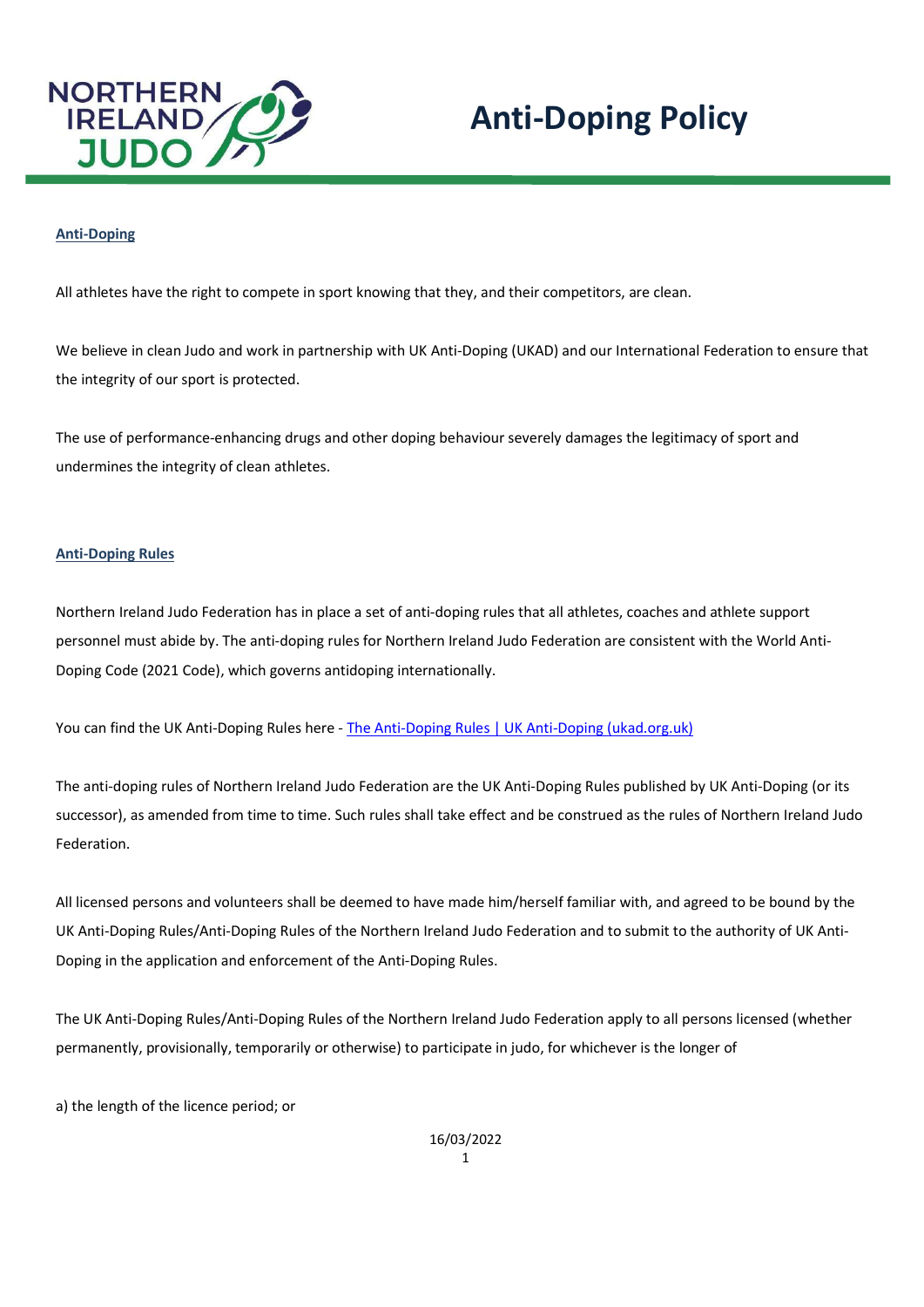# Anti-Doping Policy

## Anti-Doping

All athletes have the right to compete in sport knowing that they, and their competitors, are clean.

We believe in clean Judo and work in partnership with UK Anti-Doping (UKAD) and our International Federation to ensure that the integrity of our sport is protected.

The use of performance-enhancing drugs and other doping behaviour severely damages the legitimacy of sport and undermines the integrity of clean athletes.

## Anti-Doping Rules

Northern Ireland Judo Federation has in place a set of anti-doping rules that all athletes, coaches and athlete support personnel must abide by. The anti-doping rules for Northern Ireland Judo Federation are consistent with the World Anti-Doping Code (2021 Code), which governs antidoping internationally.

You can find the UK Anti-Doping Rules here - [The Anti-Doping Rules | UK Anti-Doping (ukad.org.uk)](https://www.ukad.org.uk)

The anti-doping rules of Northern Ireland Judo Federation are the UK Anti-Doping Rules published by UK Anti-Doping (or its successor), as amended from time to time. Such rules shall take effect and be construed as the rules of Northern Ireland Judo Federation.

All licensed persons and volunteers shall be deemed to have made him/herself familiar with, and agreed to be bound by the UK Anti-Doping Rules/Anti-Doping Rules of the Northern Ireland Judo Federation and to submit to the authority of UK Anti-Doping in the application and enforcement of the Anti-Doping Rules.

The UK Anti-Doping Rules/Anti-Doping Rules of the Northern Ireland Judo Federation apply to all persons licensed (whether permanently, provisionally, temporarily or otherwise) to participate in judo, for whichever is the longer of

a) the length of the licence period; or

16/03/2022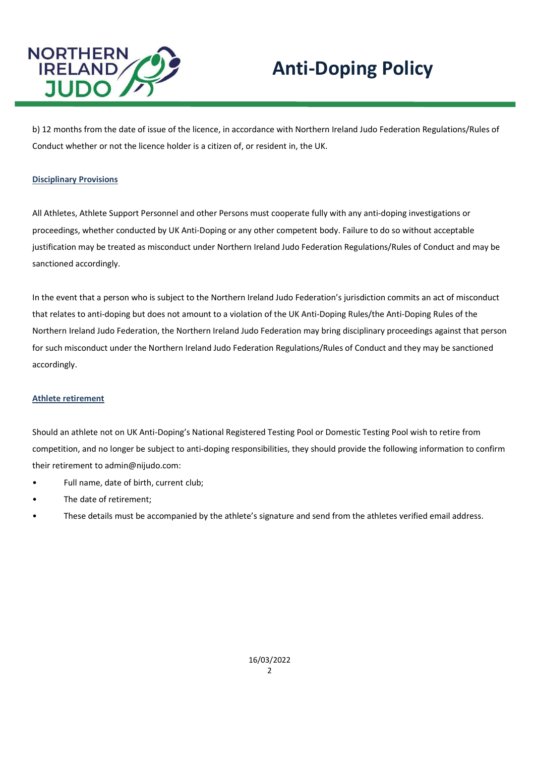b) 12 months from the date of issue of the licence, in accordance with Northern Ireland Judo Federation Regulations/Rules of Conduct whether or not the licence holder is a citizen of, or resident in, the UK.

## Disciplinary Provisions

All Athletes, Athlete Support Personnel and other Persons must cooperate fully with any anti-doping investigations or proceedings, whether conducted by UK Anti-Doping or any other competent body. Failure to do so without acceptable justification may be treated as misconduct under Northern Ireland Judo Federation Regulations/Rules of Conduct and may be sanctioned accordingly.

In the event that a person who is subject to the Northern Ireland Judo Federation's jurisdiction commits an act of misconduct that relates to anti-doping but does not amount to a violation of the UK Anti-Doping Rules/the Anti-Doping Rules of the Northern Ireland Judo Federation, the Northern Ireland Judo Federation may bring disciplinary proceedings against that person for such misconduct under the Northern Ireland Judo Federation Regulations/Rules of Conduct and they may be sanctioned accordingly.

## Athlete retirement

Should an athlete not on UK Anti-Doping's National Registered Testing Pool or Domestic Testing Pool wish to retire from competition, and no longer be subject to anti-doping responsibilities, they should provide the following information to confirm their retirement to admin@nijudo.com:

- Full name, date of birth, current club;
- The date of retirement;
- These details must be accompanied by the athlete's signature and send from the athletes verified email address.

16/03/2022